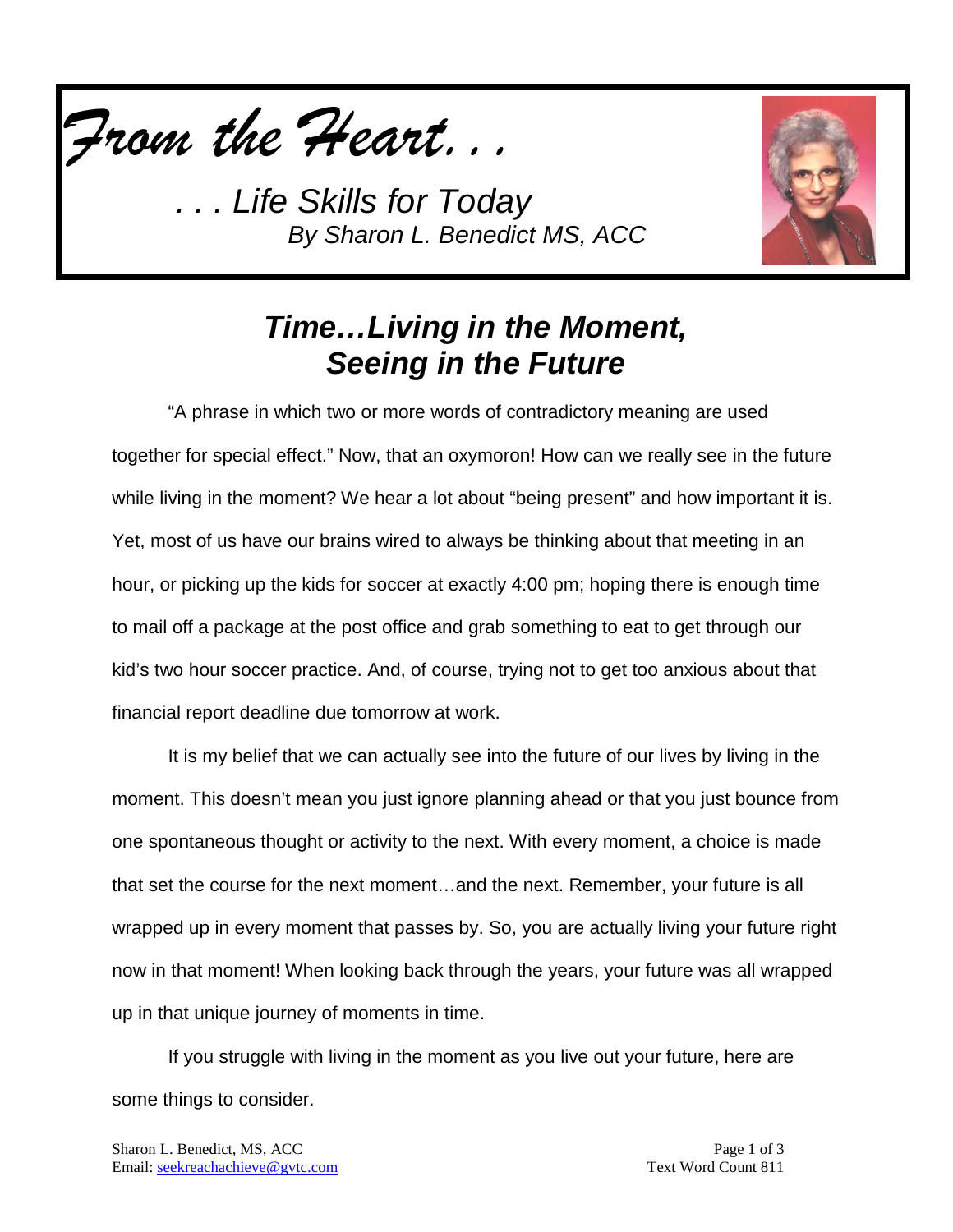*From the Heart. . .*

*. . . Life Skills for Today*
*By Sharon L. Benedict MS, ACC*

# *Time…Living in the Moment, Seeing in the Future*

"A phrase in which two or more words of contradictory meaning are used together for special effect." Now, that an oxymoron! How can we really see in the future while living in the moment? We hear a lot about "being present" and how important it is. Yet, most of us have our brains wired to always be thinking about that meeting in an hour, or picking up the kids for soccer at exactly 4:00 pm; hoping there is enough time to mail off a package at the post office and grab something to eat to get through our kid's two hour soccer practice. And, of course, trying not to get too anxious about that financial report deadline due tomorrow at work.

It is my belief that we can actually see into the future of our lives by living in the moment. This doesn't mean you just ignore planning ahead or that you just bounce from one spontaneous thought or activity to the next. With every moment, a choice is made that set the course for the next moment…and the next. Remember, your future is all wrapped up in every moment that passes by. So, you are actually living your future right now in that moment! When looking back through the years, your future was all wrapped up in that unique journey of moments in time.

If you struggle with living in the moment as you live out your future, here are some things to consider.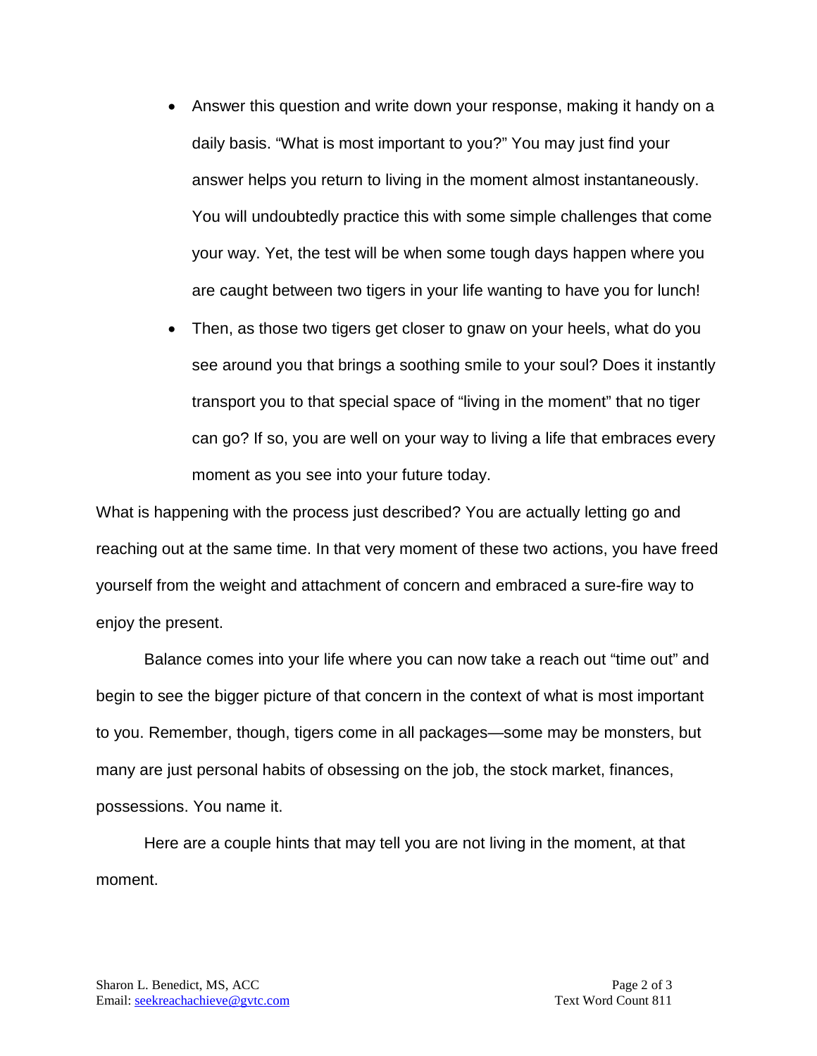- Answer this question and write down your response, making it handy on a daily basis. "What is most important to you?" You may just find your answer helps you return to living in the moment almost instantaneously. You will undoubtedly practice this with some simple challenges that come your way. Yet, the test will be when some tough days happen where you are caught between two tigers in your life wanting to have you for lunch!
- Then, as those two tigers get closer to gnaw on your heels, what do you see around you that brings a soothing smile to your soul? Does it instantly transport you to that special space of "living in the moment" that no tiger can go? If so, you are well on your way to living a life that embraces every moment as you see into your future today.

What is happening with the process just described? You are actually letting go and reaching out at the same time. In that very moment of these two actions, you have freed yourself from the weight and attachment of concern and embraced a sure-fire way to enjoy the present.

Balance comes into your life where you can now take a reach out "time out" and begin to see the bigger picture of that concern in the context of what is most important to you. Remember, though, tigers come in all packages—some may be monsters, but many are just personal habits of obsessing on the job, the stock market, finances, possessions. You name it.

Here are a couple hints that may tell you are not living in the moment, at that moment.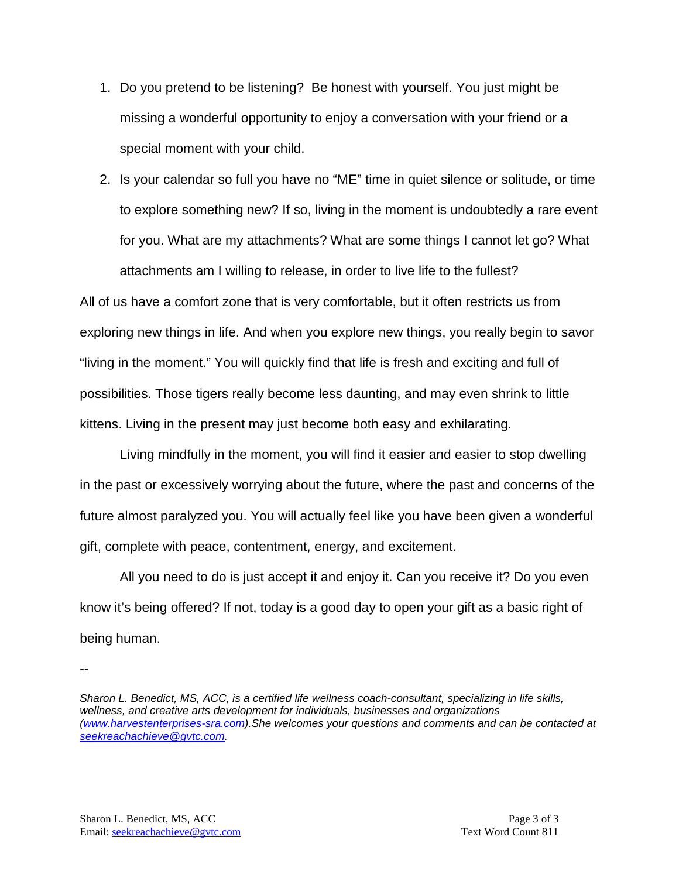1. Do you pretend to be listening?  Be honest with yourself. You just might be missing a wonderful opportunity to enjoy a conversation with your friend or a special moment with your child.
2. Is your calendar so full you have no "ME" time in quiet silence or solitude, or time to explore something new? If so, living in the moment is undoubtedly a rare event for you. What are my attachments? What are some things I cannot let go? What attachments am I willing to release, in order to live life to the fullest?

All of us have a comfort zone that is very comfortable, but it often restricts us from exploring new things in life. And when you explore new things, you really begin to savor "living in the moment." You will quickly find that life is fresh and exciting and full of possibilities. Those tigers really become less daunting, and may even shrink to little kittens. Living in the present may just become both easy and exhilarating.

Living mindfully in the moment, you will find it easier and easier to stop dwelling in the past or excessively worrying about the future, where the past and concerns of the future almost paralyzed you. You will actually feel like you have been given a wonderful gift, complete with peace, contentment, energy, and excitement.

All you need to do is just accept it and enjoy it. Can you receive it? Do you even know it's being offered? If not, today is a good day to open your gift as a basic right of being human.

--

*Sharon L. Benedict, MS, ACC, is a certified life wellness coach-consultant, specializing in life skills, wellness, and creative arts development for individuals, businesses and organizations ([www.harvestenterprises-sra.com](www.harvestenterprises-sra.com)).She welcomes your questions and comments and can be contacted at [seekreachachieve@gvtc.com](mailto:seekreachachieve@gvtc.com).*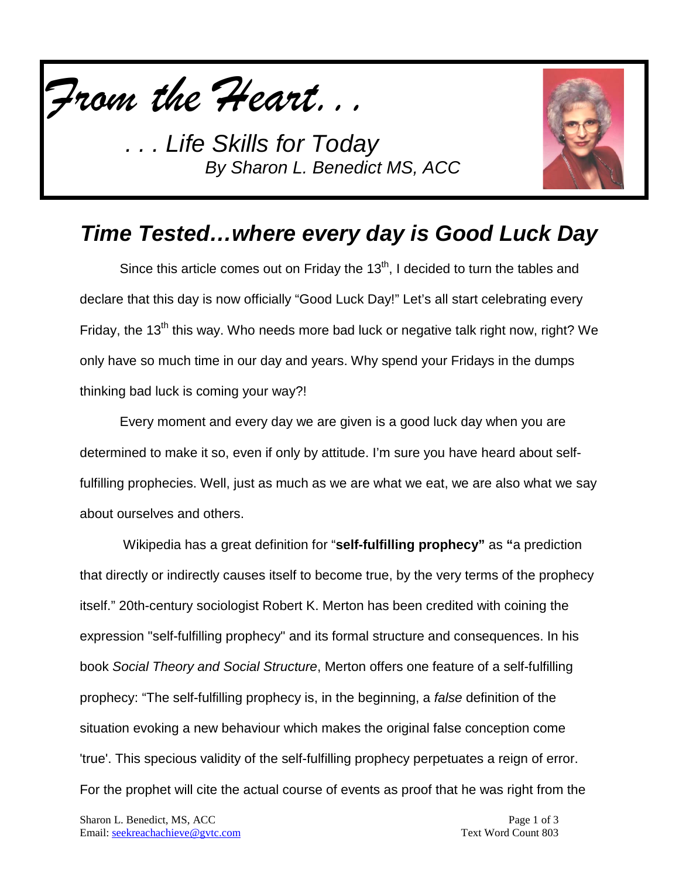*From the Heart. . .*

*. . . Life Skills for Today*
*By Sharon L. Benedict MS, ACC*

## *Time Tested…where every day is Good Luck Day*

Since this article comes out on Friday the 13th, I decided to turn the tables and declare that this day is now officially "Good Luck Day!" Let's all start celebrating every Friday, the 13th this way. Who needs more bad luck or negative talk right now, right? We only have so much time in our day and years. Why spend your Fridays in the dumps thinking bad luck is coming your way?!

Every moment and every day we are given is a good luck day when you are determined to make it so, even if only by attitude. I'm sure you have heard about self-fulfilling prophecies. Well, just as much as we are what we eat, we are also what we say about ourselves and others.

Wikipedia has a great definition for "**self-fulfilling prophecy"** as **"**a prediction that directly or indirectly causes itself to become true, by the very terms of the prophecy itself." 20th-century sociologist Robert K. Merton has been credited with coining the expression "self-fulfilling prophecy" and its formal structure and consequences. In his book *Social Theory and Social Structure*, Merton offers one feature of a self-fulfilling prophecy: "The self-fulfilling prophecy is, in the beginning, a *false* definition of the situation evoking a new behaviour which makes the original false conception come 'true'. This specious validity of the self-fulfilling prophecy perpetuates a reign of error. For the prophet will cite the actual course of events as proof that he was right from the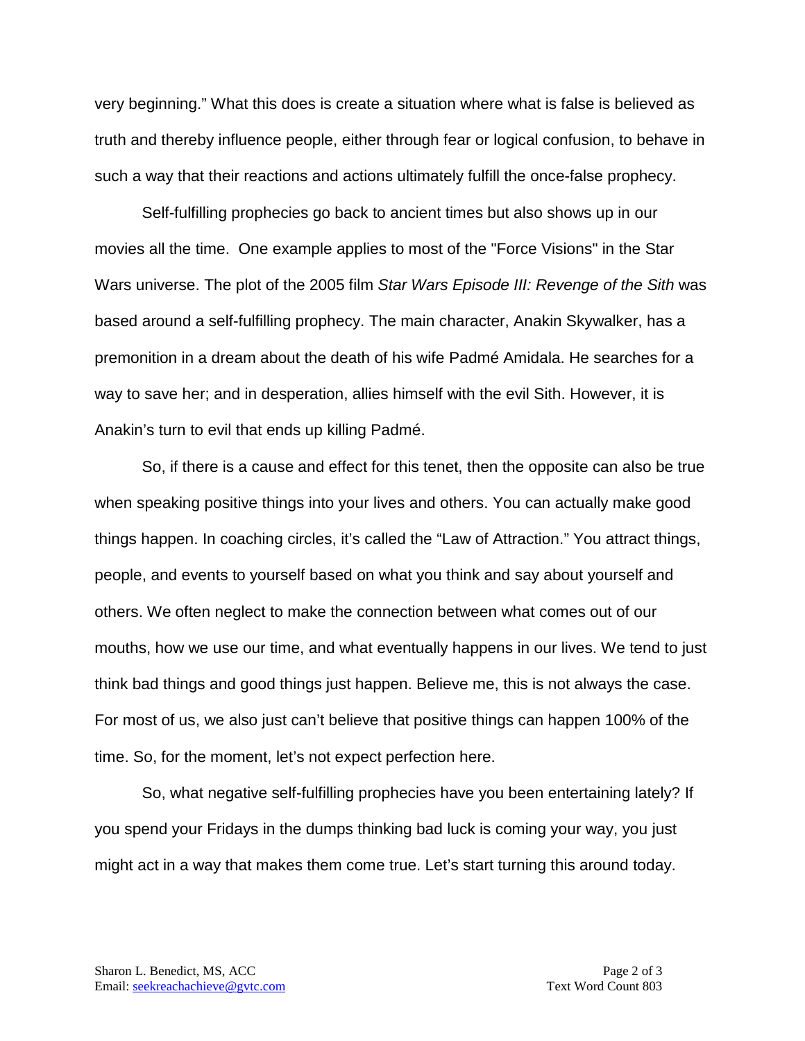very beginning." What this does is create a situation where what is false is believed as truth and thereby influence people, either through fear or logical confusion, to behave in such a way that their reactions and actions ultimately fulfill the once-false prophecy.

Self-fulfilling prophecies go back to ancient times but also shows up in our movies all the time. One example applies to most of the "Force Visions" in the Star Wars universe. The plot of the 2005 film *Star Wars Episode III: Revenge of the Sith* was based around a self-fulfilling prophecy. The main character, Anakin Skywalker, has a premonition in a dream about the death of his wife Padmé Amidala. He searches for a way to save her; and in desperation, allies himself with the evil Sith. However, it is Anakin's turn to evil that ends up killing Padmé.

So, if there is a cause and effect for this tenet, then the opposite can also be true when speaking positive things into your lives and others. You can actually make good things happen. In coaching circles, it's called the "Law of Attraction." You attract things, people, and events to yourself based on what you think and say about yourself and others. We often neglect to make the connection between what comes out of our mouths, how we use our time, and what eventually happens in our lives. We tend to just think bad things and good things just happen. Believe me, this is not always the case. For most of us, we also just can't believe that positive things can happen 100% of the time. So, for the moment, let's not expect perfection here.

So, what negative self-fulfilling prophecies have you been entertaining lately? If you spend your Fridays in the dumps thinking bad luck is coming your way, you just might act in a way that makes them come true. Let's start turning this around today.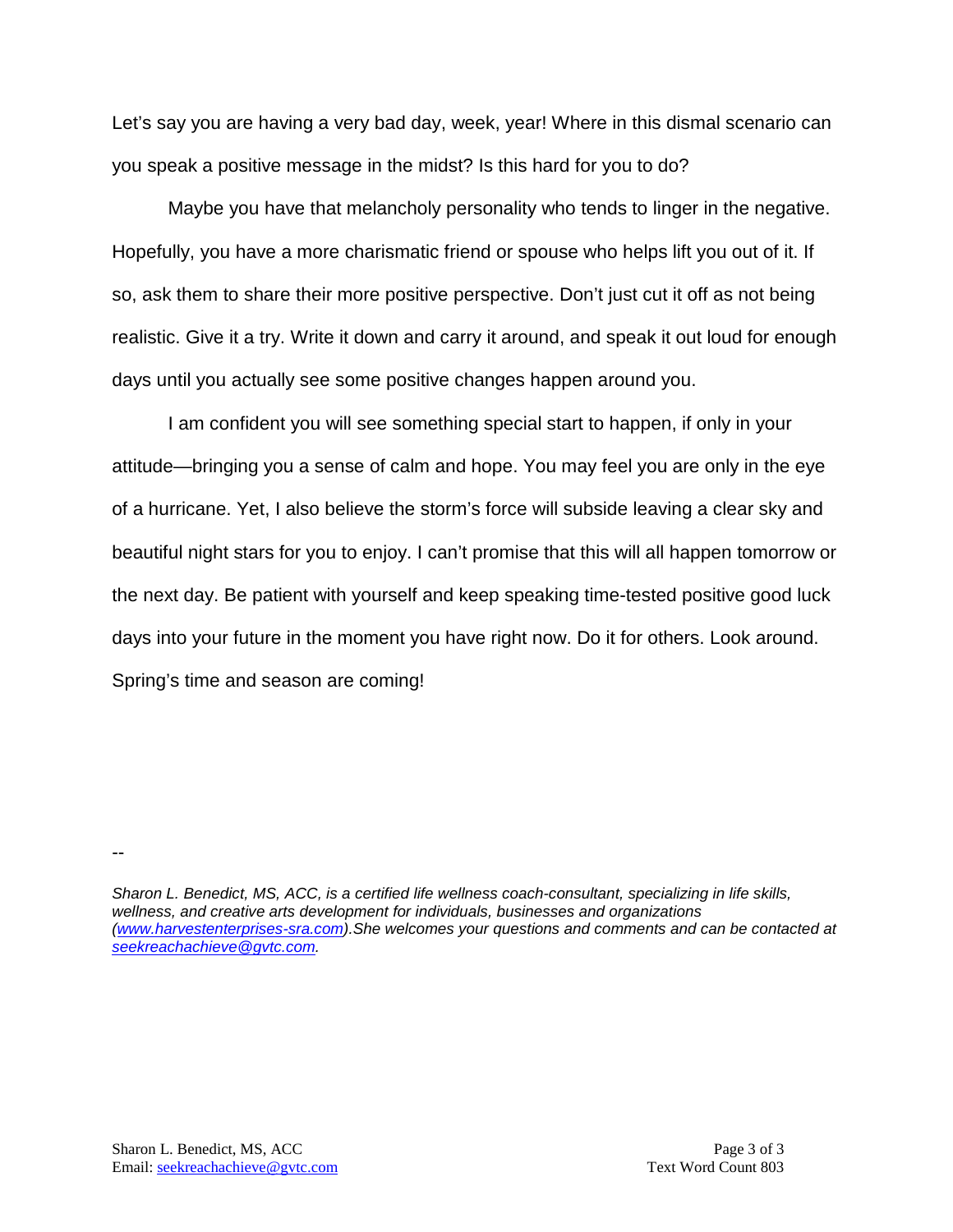Let's say you are having a very bad day, week, year! Where in this dismal scenario can you speak a positive message in the midst? Is this hard for you to do?

Maybe you have that melancholy personality who tends to linger in the negative. Hopefully, you have a more charismatic friend or spouse who helps lift you out of it. If so, ask them to share their more positive perspective. Don't just cut it off as not being realistic. Give it a try. Write it down and carry it around, and speak it out loud for enough days until you actually see some positive changes happen around you.

I am confident you will see something special start to happen, if only in your attitude—bringing you a sense of calm and hope. You may feel you are only in the eye of a hurricane. Yet, I also believe the storm's force will subside leaving a clear sky and beautiful night stars for you to enjoy. I can't promise that this will all happen tomorrow or the next day. Be patient with yourself and keep speaking time-tested positive good luck days into your future in the moment you have right now. Do it for others. Look around. Spring's time and season are coming!

--

*Sharon L. Benedict, MS, ACC, is a certified life wellness coach-consultant, specializing in life skills, wellness, and creative arts development for individuals, businesses and organizations ([www.harvestenterprises-sra.com](http://www.harvestenterprises-sra.com)).She welcomes your questions and comments and can be contacted at [seekreachachieve@gvtc.com](mailto:seekreachachieve@gvtc.com).*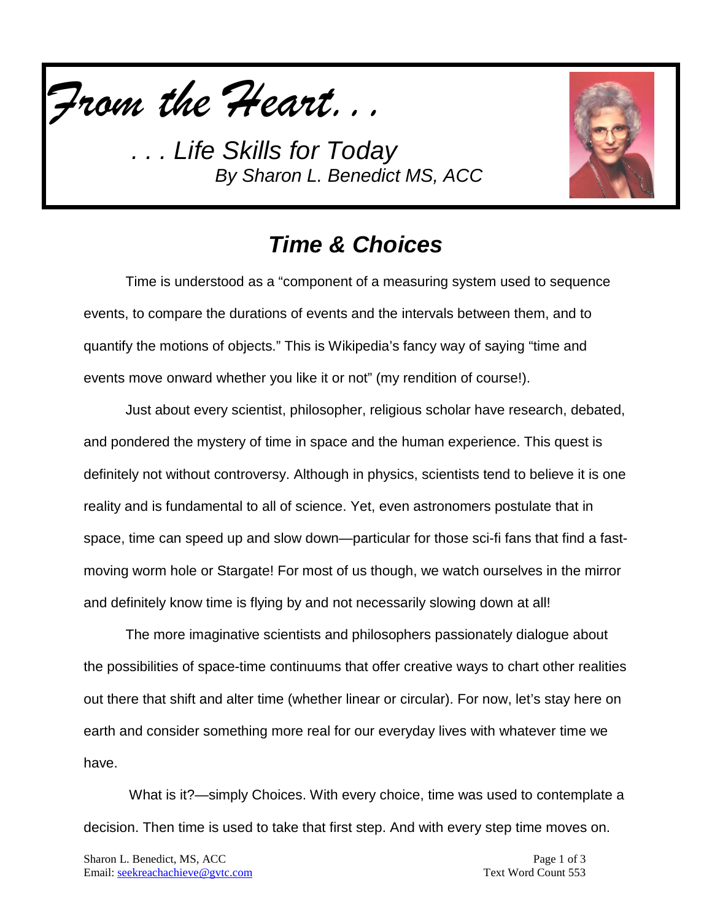*From the Heart. . .*

*. . . Life Skills for Today*
*By Sharon L. Benedict MS, ACC*

## *Time & Choices*

Time is understood as a "component of a measuring system used to sequence events, to compare the durations of events and the intervals between them, and to quantify the motions of objects." This is Wikipedia's fancy way of saying "time and events move onward whether you like it or not" (my rendition of course!).

Just about every scientist, philosopher, religious scholar have research, debated, and pondered the mystery of time in space and the human experience. This quest is definitely not without controversy. Although in physics, scientists tend to believe it is one reality and is fundamental to all of science. Yet, even astronomers postulate that in space, time can speed up and slow down—particular for those sci-fi fans that find a fast-moving worm hole or Stargate! For most of us though, we watch ourselves in the mirror and definitely know time is flying by and not necessarily slowing down at all!

The more imaginative scientists and philosophers passionately dialogue about the possibilities of space-time continuums that offer creative ways to chart other realities out there that shift and alter time (whether linear or circular). For now, let's stay here on earth and consider something more real for our everyday lives with whatever time we have.

What is it?—simply Choices. With every choice, time was used to contemplate a decision. Then time is used to take that first step. And with every step time moves on.

Sharon L. Benedict, MS, ACC
Email: seekreachachieve@gvtc.com

Text Word Count 553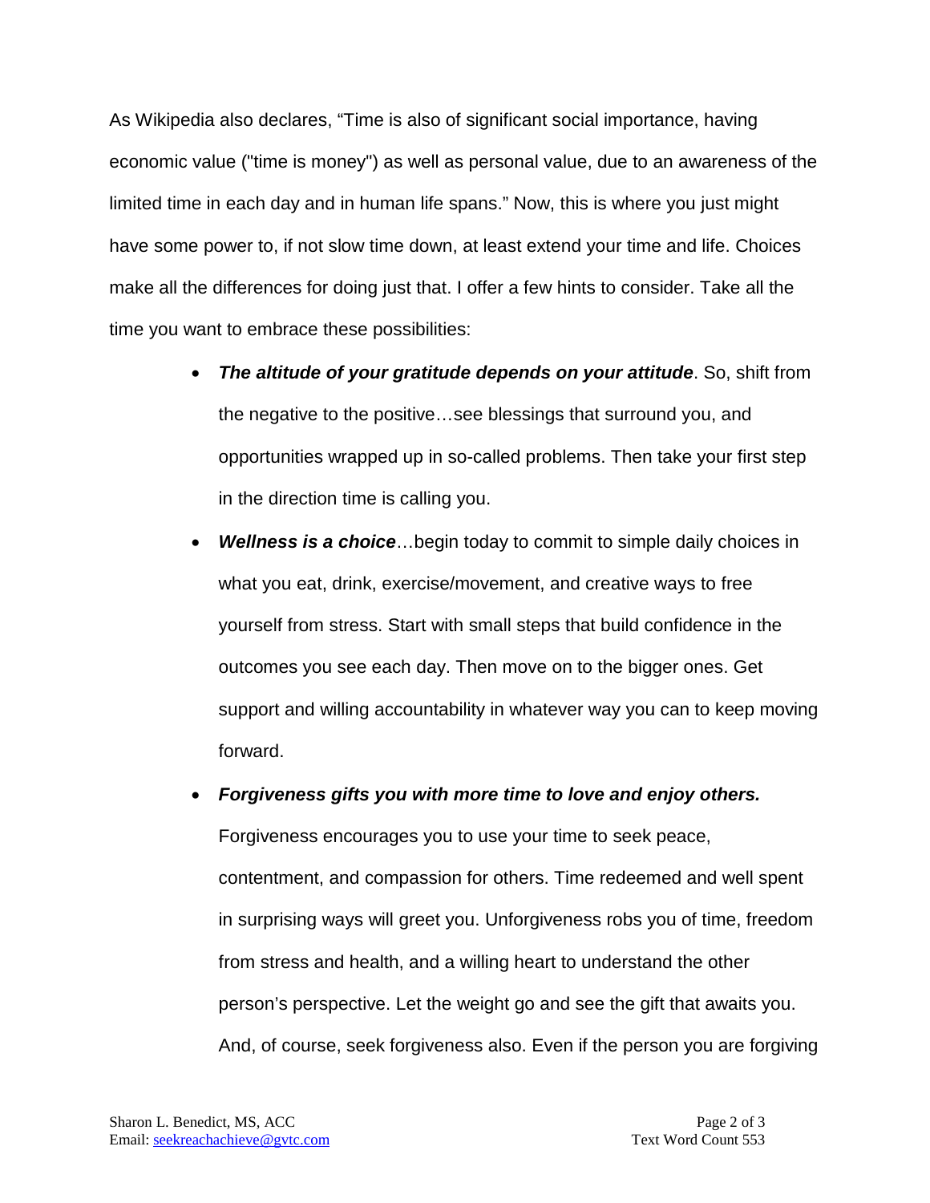As Wikipedia also declares, “Time is also of significant social importance, having economic value ("time is money") as well as personal value, due to an awareness of the limited time in each day and in human life spans.” Now, this is where you just might have some power to, if not slow time down, at least extend your time and life. Choices make all the differences for doing just that. I offer a few hints to consider. Take all the time you want to embrace these possibilities:

- ***The altitude of your gratitude depends on your attitude***. So, shift from the negative to the positive…see blessings that surround you, and opportunities wrapped up in so-called problems. Then take your first step in the direction time is calling you.
- ***Wellness is a choice***…begin today to commit to simple daily choices in what you eat, drink, exercise/movement, and creative ways to free yourself from stress. Start with small steps that build confidence in the outcomes you see each day. Then move on to the bigger ones. Get support and willing accountability in whatever way you can to keep moving forward.
- ***Forgiveness gifts you with more time to love and enjoy others.*** Forgiveness encourages you to use your time to seek peace, contentment, and compassion for others. Time redeemed and well spent in surprising ways will greet you. Unforgiveness robs you of time, freedom from stress and health, and a willing heart to understand the other person’s perspective. Let the weight go and see the gift that awaits you. And, of course, seek forgiveness also. Even if the person you are forgiving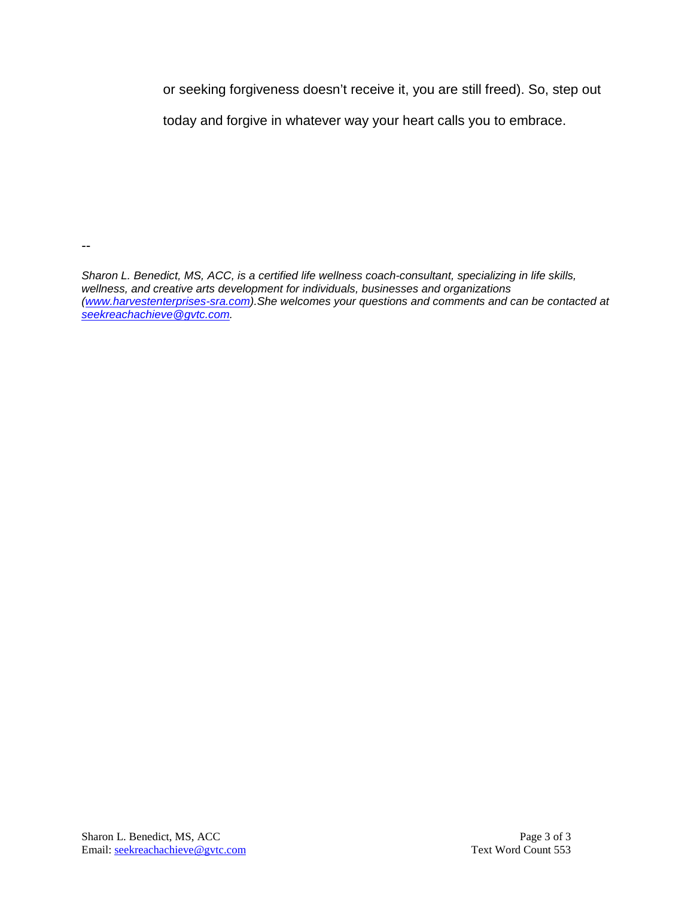or seeking forgiveness doesn't receive it, you are still freed). So, step out today and forgive in whatever way your heart calls you to embrace.

--

*Sharon L. Benedict, MS, ACC, is a certified life wellness coach-consultant, specializing in life skills, wellness, and creative arts development for individuals, businesses and organizations ([www.harvestenterprises-sra.com](http://www.harvestenterprises-sra.com)).She welcomes your questions and comments and can be contacted at [seekreachachieve@gvtc.com](mailto:seekreachachieve@gvtc.com).*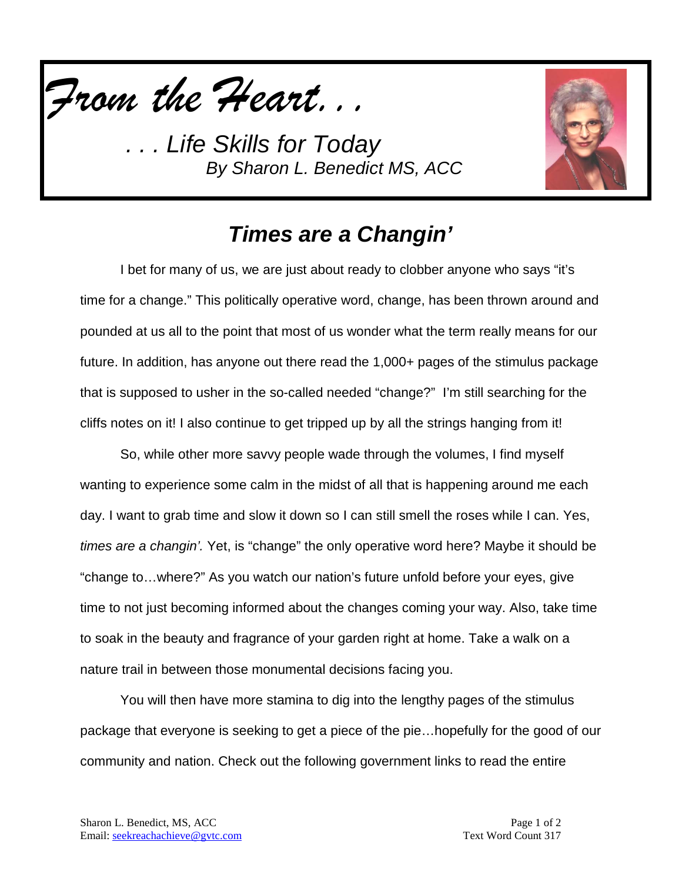*From the Heart. . .*

*. . . Life Skills for Today*
*By Sharon L. Benedict MS, ACC*

## *Times are a Changin'*

I bet for many of us, we are just about ready to clobber anyone who says "it's time for a change." This politically operative word, change, has been thrown around and pounded at us all to the point that most of us wonder what the term really means for our future. In addition, has anyone out there read the 1,000+ pages of the stimulus package that is supposed to usher in the so-called needed "change?" I'm still searching for the cliffs notes on it! I also continue to get tripped up by all the strings hanging from it!

So, while other more savvy people wade through the volumes, I find myself wanting to experience some calm in the midst of all that is happening around me each day. I want to grab time and slow it down so I can still smell the roses while I can. Yes, *times are a changin'.* Yet, is "change" the only operative word here? Maybe it should be "change to…where?" As you watch our nation's future unfold before your eyes, give time to not just becoming informed about the changes coming your way. Also, take time to soak in the beauty and fragrance of your garden right at home. Take a walk on a nature trail in between those monumental decisions facing you.

You will then have more stamina to dig into the lengthy pages of the stimulus package that everyone is seeking to get a piece of the pie…hopefully for the good of our community and nation. Check out the following government links to read the entire

Sharon L. Benedict, MS, ACC
Email: seekreachachieve@gvtc.com

Text Word Count 317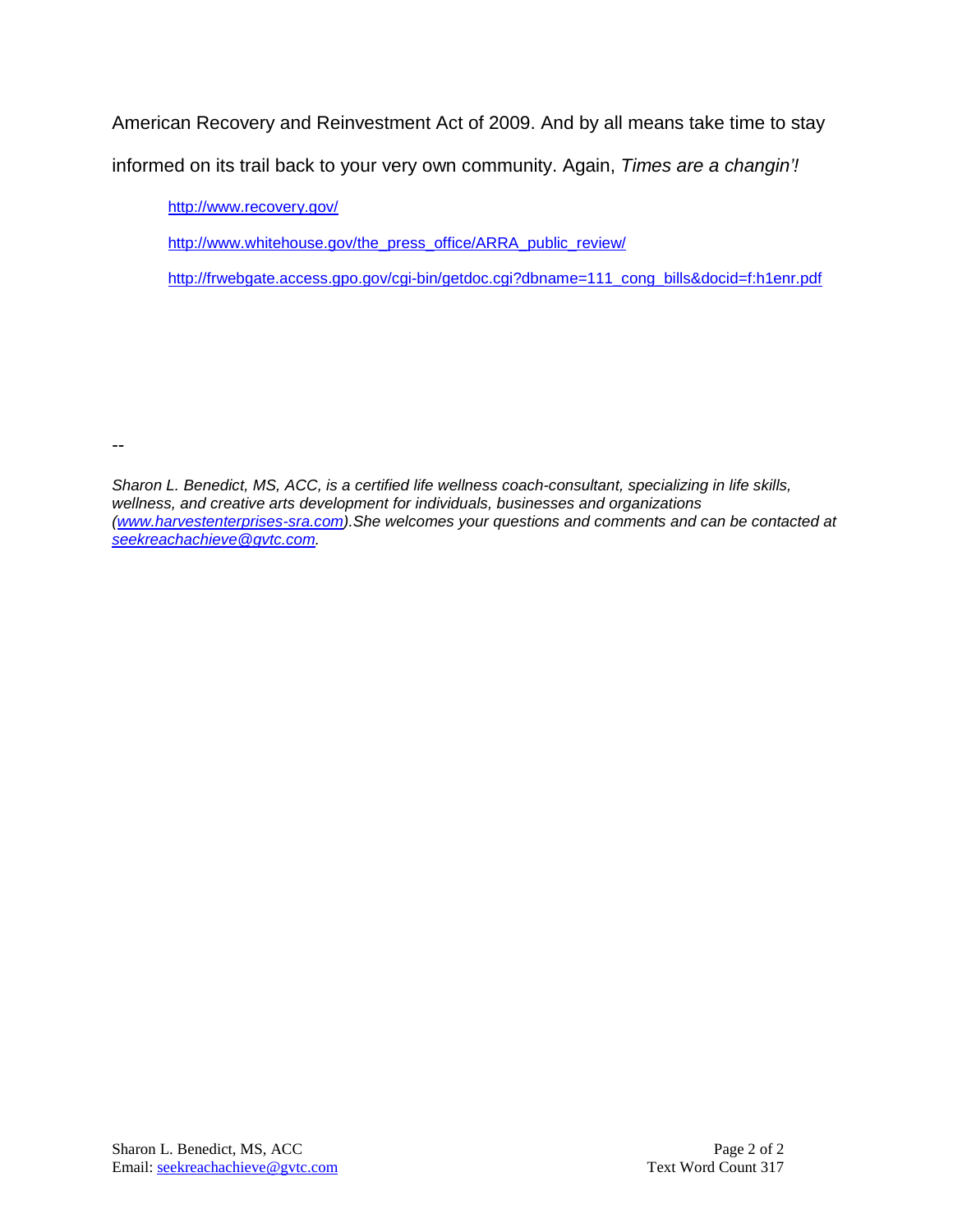American Recovery and Reinvestment Act of 2009. And by all means take time to stay informed on its trail back to your very own community. Again, *Times are a changin'!*

http://www.recovery.gov/

http://www.whitehouse.gov/the_press_office/ARRA_public_review/

http://frwebgate.access.gpo.gov/cgi-bin/getdoc.cgi?dbname=111_cong_bills&docid=f:h1enr.pdf

--

*Sharon L. Benedict, MS, ACC, is a certified life wellness coach-consultant, specializing in life skills, wellness, and creative arts development for individuals, businesses and organizations (www.harvestenterprises-sra.com).She welcomes your questions and comments and can be contacted at seekreachachieve@gvtc.com.*

Sharon L. Benedict, MS, ACC
Email: seekreachachieve@gvtc.com

Text Word Count 317